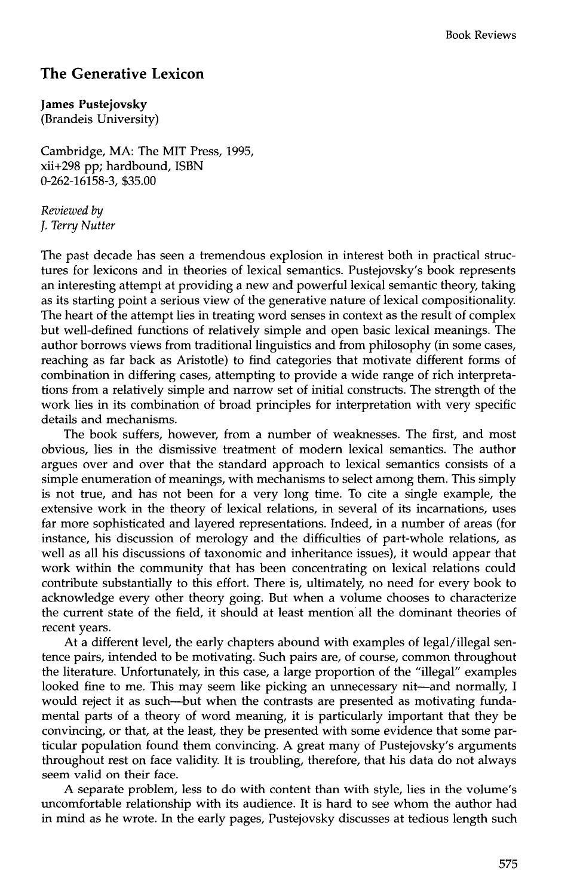## The Generative Lexicon

**James Pustejovsky**
(Brandeis University)

Cambridge, MA: The MIT Press, 1995,
xii+298 pp; hardbound, ISBN
0-262-16158-3, $35.00

*Reviewed by*
*J. Terry Nutter*

The past decade has seen a tremendous explosion in interest both in practical structures for lexicons and in theories of lexical semantics. Pustejovsky's book represents an interesting attempt at providing a new and powerful lexical semantic theory, taking as its starting point a serious view of the generative nature of lexical compositionality. The heart of the attempt lies in treating word senses in context as the result of complex but well-defined functions of relatively simple and open basic lexical meanings. The author borrows views from traditional linguistics and from philosophy (in some cases, reaching as far back as Aristotle) to find categories that motivate different forms of combination in differing cases, attempting to provide a wide range of rich interpretations from a relatively simple and narrow set of initial constructs. The strength of the work lies in its combination of broad principles for interpretation with very specific details and mechanisms.

The book suffers, however, from a number of weaknesses. The first, and most obvious, lies in the dismissive treatment of modern lexical semantics. The author argues over and over that the standard approach to lexical semantics consists of a simple enumeration of meanings, with mechanisms to select among them. This simply is not true, and has not been for a very long time. To cite a single example, the extensive work in the theory of lexical relations, in several of its incarnations, uses far more sophisticated and layered representations. Indeed, in a number of areas (for instance, his discussion of merology and the difficulties of part-whole relations, as well as all his discussions of taxonomic and inheritance issues), it would appear that work within the community that has been concentrating on lexical relations could contribute substantially to this effort. There is, ultimately, no need for every book to acknowledge every other theory going. But when a volume chooses to characterize the current state of the field, it should at least mention all the dominant theories of recent years.

At a different level, the early chapters abound with examples of legal/illegal sentence pairs, intended to be motivating. Such pairs are, of course, common throughout the literature. Unfortunately, in this case, a large proportion of the "illegal" examples looked fine to me. This may seem like picking an unnecessary nit—and normally, I would reject it as such—but when the contrasts are presented as motivating fundamental parts of a theory of word meaning, it is particularly important that they be convincing, or that, at the least, they be presented with some evidence that some particular population found them convincing. A great many of Pustejovsky's arguments throughout rest on face validity. It is troubling, therefore, that his data do not always seem valid on their face.

A separate problem, less to do with content than with style, lies in the volume's uncomfortable relationship with its audience. It is hard to see whom the author had in mind as he wrote. In the early pages, Pustejovsky discusses at tedious length such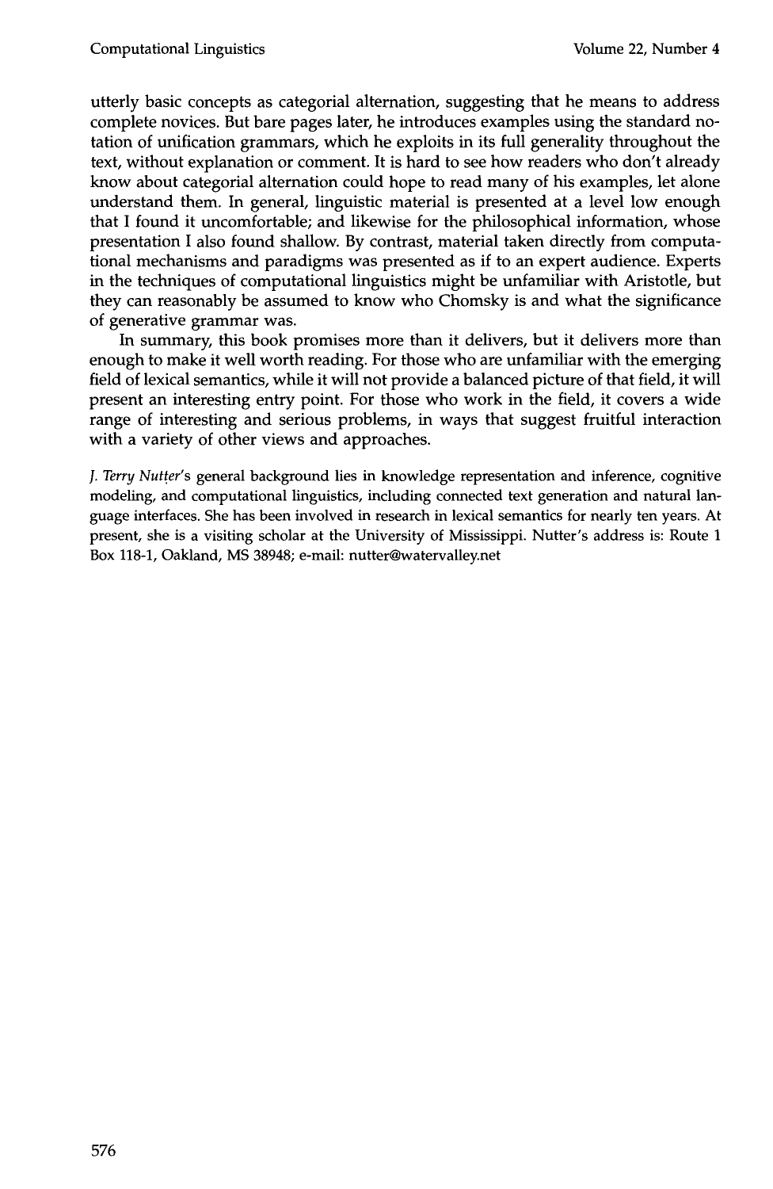utterly basic concepts as categorial alternation, suggesting that he means to address complete novices. But bare pages later, he introduces examples using the standard notation of unification grammars, which he exploits in its full generality throughout the text, without explanation or comment. It is hard to see how readers who don't already know about categorial alternation could hope to read many of his examples, let alone understand them. In general, linguistic material is presented at a level low enough that I found it uncomfortable; and likewise for the philosophical information, whose presentation I also found shallow. By contrast, material taken directly from computational mechanisms and paradigms was presented as if to an expert audience. Experts in the techniques of computational linguistics might be unfamiliar with Aristotle, but they can reasonably be assumed to know who Chomsky is and what the significance of generative grammar was.

In summary, this book promises more than it delivers, but it delivers more than enough to make it well worth reading. For those who are unfamiliar with the emerging field of lexical semantics, while it will not provide a balanced picture of that field, it will present an interesting entry point. For those who work in the field, it covers a wide range of interesting and serious problems, in ways that suggest fruitful interaction with a variety of other views and approaches.

*J. Terry Nutter*'s general background lies in knowledge representation and inference, cognitive modeling, and computational linguistics, including connected text generation and natural language interfaces. She has been involved in research in lexical semantics for nearly ten years. At present, she is a visiting scholar at the University of Mississippi. Nutter's address is: Route 1 Box 118-1, Oakland, MS 38948; e-mail: nutter@watervalley.net